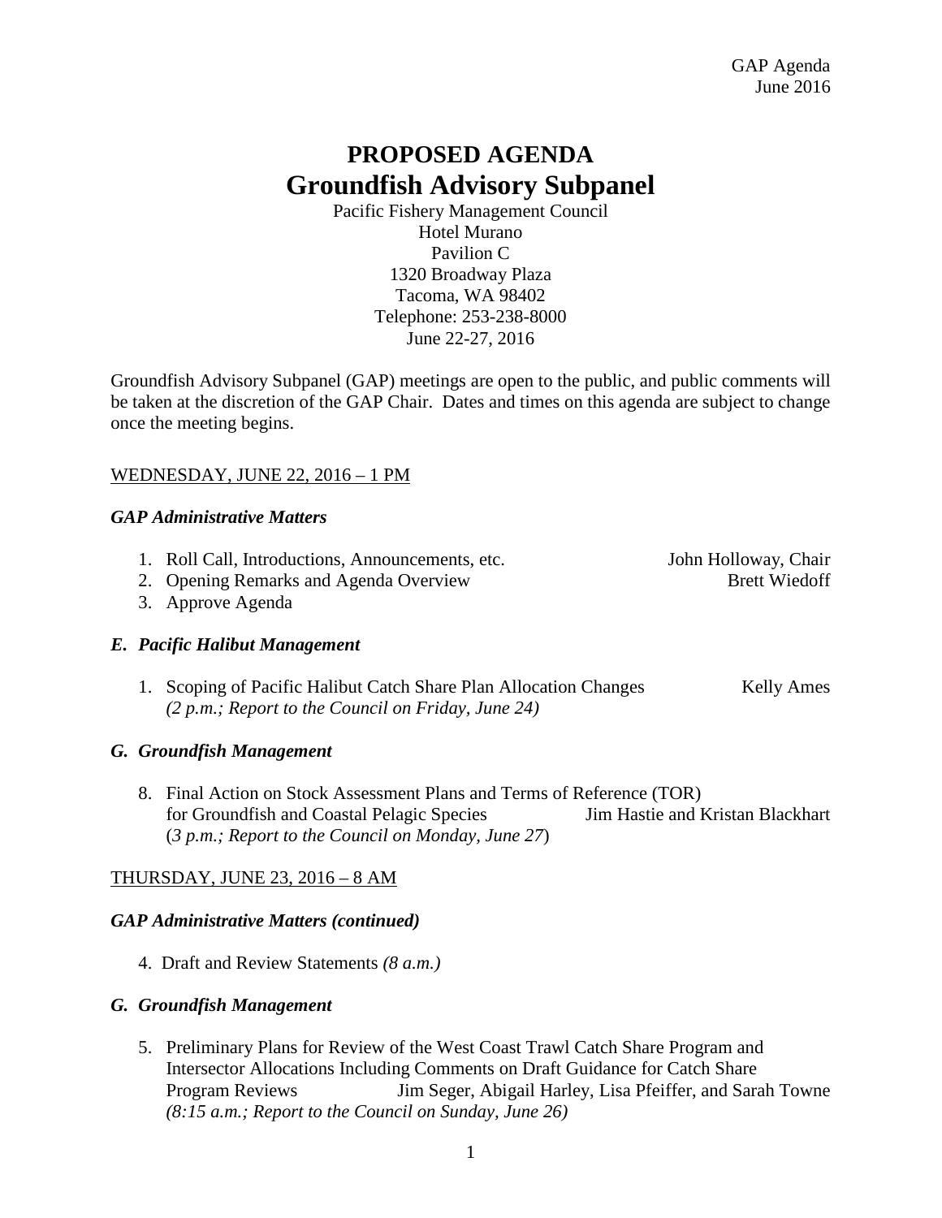GAP Agenda
June 2016

# PROPOSED AGENDA
## Groundfish Advisory Subpanel

Pacific Fishery Management Council
Hotel Murano
Pavilion C
1320 Broadway Plaza
Tacoma, WA 98402
Telephone: 253-238-8000
June 22-27, 2016

Groundfish Advisory Subpanel (GAP) meetings are open to the public, and public comments will be taken at the discretion of the GAP Chair. Dates and times on this agenda are subject to change once the meeting begins.

WEDNESDAY, JUNE 22, 2016 – 1 PM

***GAP Administrative Matters***

1. Roll Call, Introductions, Announcements, etc. — John Holloway, Chair
2. Opening Remarks and Agenda Overview — Brett Wiedoff
3. Approve Agenda

***E. Pacific Halibut Management***

1. Scoping of Pacific Halibut Catch Share Plan Allocation Changes — Kelly Ames
   *(2 p.m.; Report to the Council on Friday, June 24)*

***G. Groundfish Management***

8. Final Action on Stock Assessment Plans and Terms of Reference (TOR) for Groundfish and Coastal Pelagic Species — Jim Hastie and Kristan Blackhart
   (*3 p.m.; Report to the Council on Monday, June 27*)

THURSDAY, JUNE 23, 2016 – 8 AM

***GAP Administrative Matters (continued)***

4. Draft and Review Statements *(8 a.m.)*

***G. Groundfish Management***

5. Preliminary Plans for Review of the West Coast Trawl Catch Share Program and Intersector Allocations Including Comments on Draft Guidance for Catch Share Program Reviews — Jim Seger, Abigail Harley, Lisa Pfeiffer, and Sarah Towne
   *(8:15 a.m.; Report to the Council on Sunday, June 26)*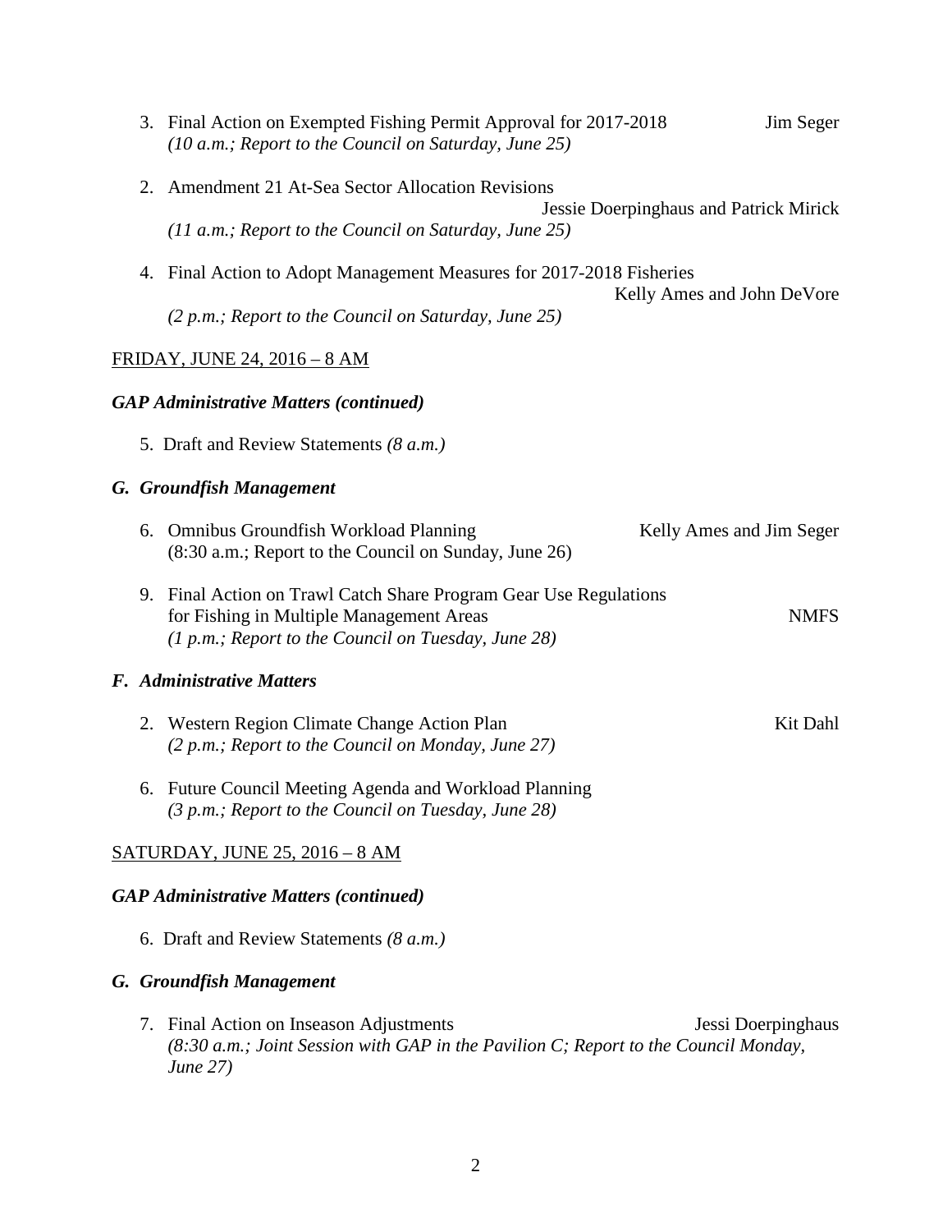3. Final Action on Exempted Fishing Permit Approval for 2017-2018 — Jim Seger
   *(10 a.m.; Report to the Council on Saturday, June 25)*

2. Amendment 21 At-Sea Sector Allocation Revisions — Jessie Doerpinghaus and Patrick Mirick
   *(11 a.m.; Report to the Council on Saturday, June 25)*

4. Final Action to Adopt Management Measures for 2017-2018 Fisheries — Kelly Ames and John DeVore
   *(2 p.m.; Report to the Council on Saturday, June 25)*

<u>FRIDAY, JUNE 24, 2016 – 8 AM</u>

***GAP Administrative Matters (continued)***

5. Draft and Review Statements *(8 a.m.)*

***G. Groundfish Management***

6. Omnibus Groundfish Workload Planning — Kelly Ames and Jim Seger
   (8:30 a.m.; Report to the Council on Sunday, June 26)

9. Final Action on Trawl Catch Share Program Gear Use Regulations for Fishing in Multiple Management Areas — NMFS
   *(1 p.m.; Report to the Council on Tuesday, June 28)*

***F. Administrative Matters***

2. Western Region Climate Change Action Plan — Kit Dahl
   *(2 p.m.; Report to the Council on Monday, June 27)*

6. Future Council Meeting Agenda and Workload Planning
   *(3 p.m.; Report to the Council on Tuesday, June 28)*

<u>SATURDAY, JUNE 25, 2016 – 8 AM</u>

***GAP Administrative Matters (continued)***

6. Draft and Review Statements *(8 a.m.)*

***G. Groundfish Management***

7. Final Action on Inseason Adjustments — Jessi Doerpinghaus
   *(8:30 a.m.; Joint Session with GAP in the Pavilion C; Report to the Council Monday, June 27)*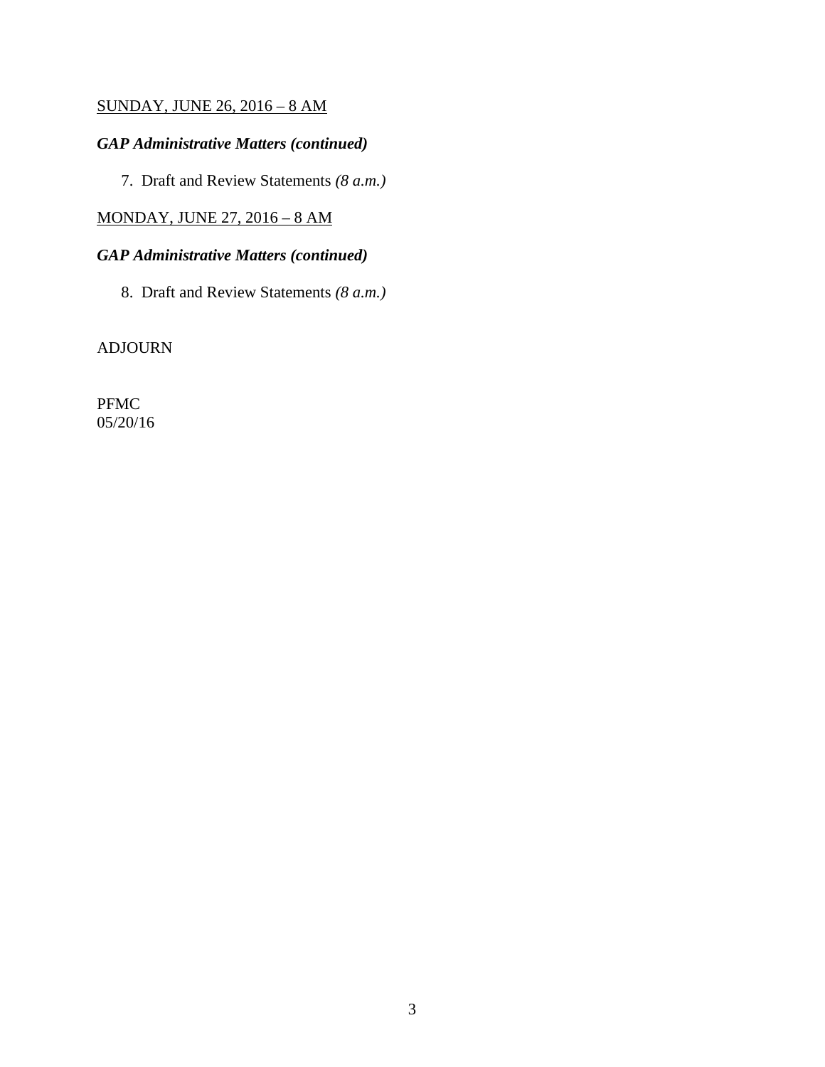<u>SUNDAY, JUNE 26, 2016 – 8 AM</u>

***GAP Administrative Matters (continued)***

7. Draft and Review Statements *(8 a.m.)*

<u>MONDAY, JUNE 27, 2016 – 8 AM</u>

***GAP Administrative Matters (continued)***

8. Draft and Review Statements *(8 a.m.)*

ADJOURN

PFMC
05/20/16